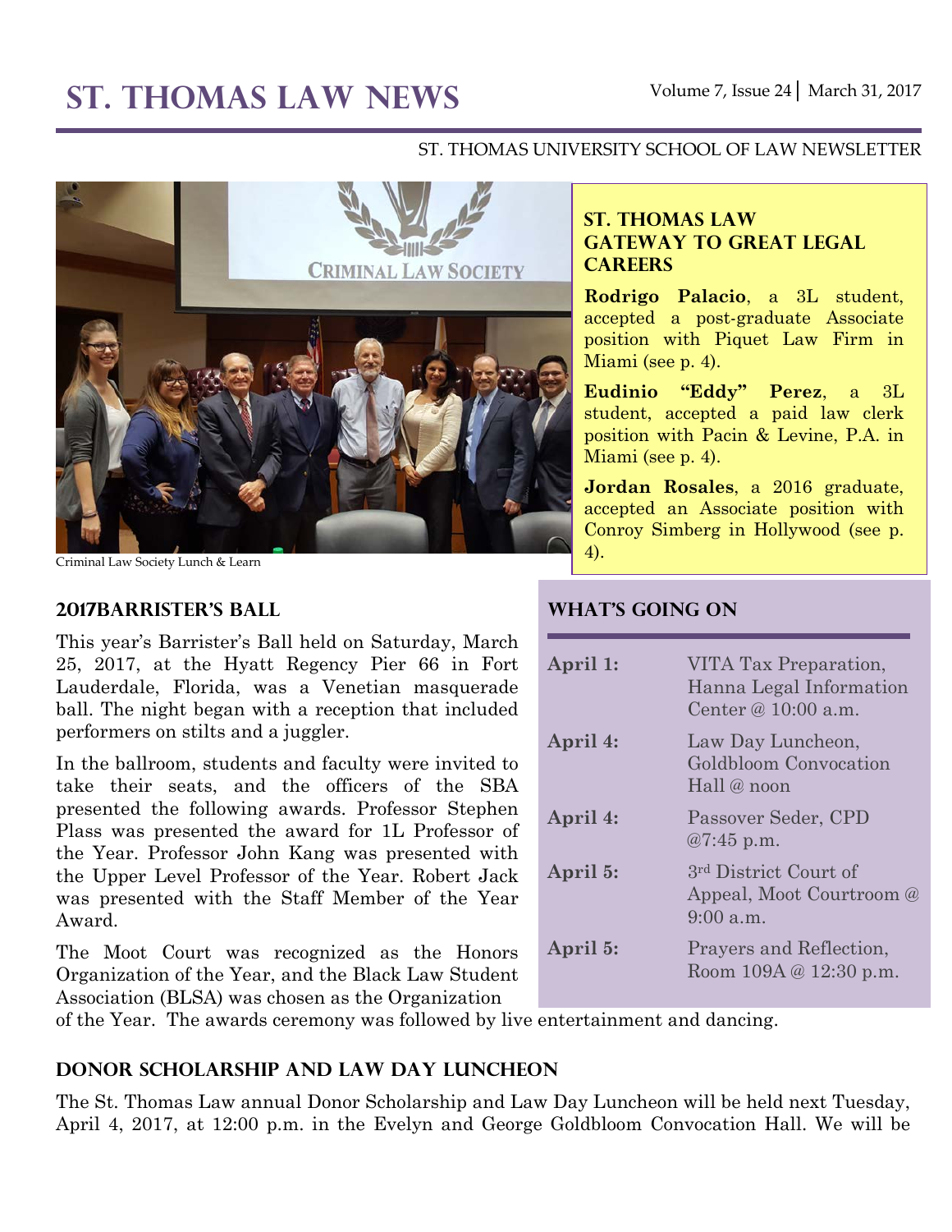# ST. THOMAS LAW NEWS

ST. THOMAS UNIVERSITY SCHOOL OF LAW NEWSLETTER

Criminal Law Society Lunch & Learn

## ST. THOMAS LAW GATEWAY TO GREAT LEGAL CAREERS

**Rodrigo Palacio**, a 3L student, accepted a post-graduate Associate position with Piquet Law Firm in Miami (see p. 4).

**Eudinio "Eddy" Perez**, a 3L student, accepted a paid law clerk position with Pacin & Levine, P.A. in Miami (see p. 4).

**Jordan Rosales**, a 2016 graduate, accepted an Associate position with Conroy Simberg in Hollywood (see p. 4).

## 2017BARRISTER'S BALL

This year's Barrister's Ball held on Saturday, March 25, 2017, at the Hyatt Regency Pier 66 in Fort Lauderdale, Florida, was a Venetian masquerade ball. The night began with a reception that included performers on stilts and a juggler.

In the ballroom, students and faculty were invited to take their seats, and the officers of the SBA presented the following awards. Professor Stephen Plass was presented the award for 1L Professor of the Year. Professor John Kang was presented with the Upper Level Professor of the Year. Robert Jack was presented with the Staff Member of the Year Award.

The Moot Court was recognized as the Honors Organization of the Year, and the Black Law Student Association (BLSA) was chosen as the Organization of the Year. The awards ceremony was followed by live entertainment and dancing.

## WHAT'S GOING ON

| | |
|---|---|
| **April 1:** | VITA Tax Preparation, Hanna Legal Information Center @ 10:00 a.m. |
| **April 4:** | Law Day Luncheon, Goldbloom Convocation Hall @ noon |
| **April 4:** | Passover Seder, CPD @7:45 p.m. |
| **April 5:** | 3rd District Court of Appeal, Moot Courtroom @ 9:00 a.m. |
| **April 5:** | Prayers and Reflection, Room 109A @ 12:30 p.m. |

## DONOR SCHOLARSHIP AND LAW DAY LUNCHEON

The St. Thomas Law annual Donor Scholarship and Law Day Luncheon will be held next Tuesday, April 4, 2017, at 12:00 p.m. in the Evelyn and George Goldbloom Convocation Hall. We will be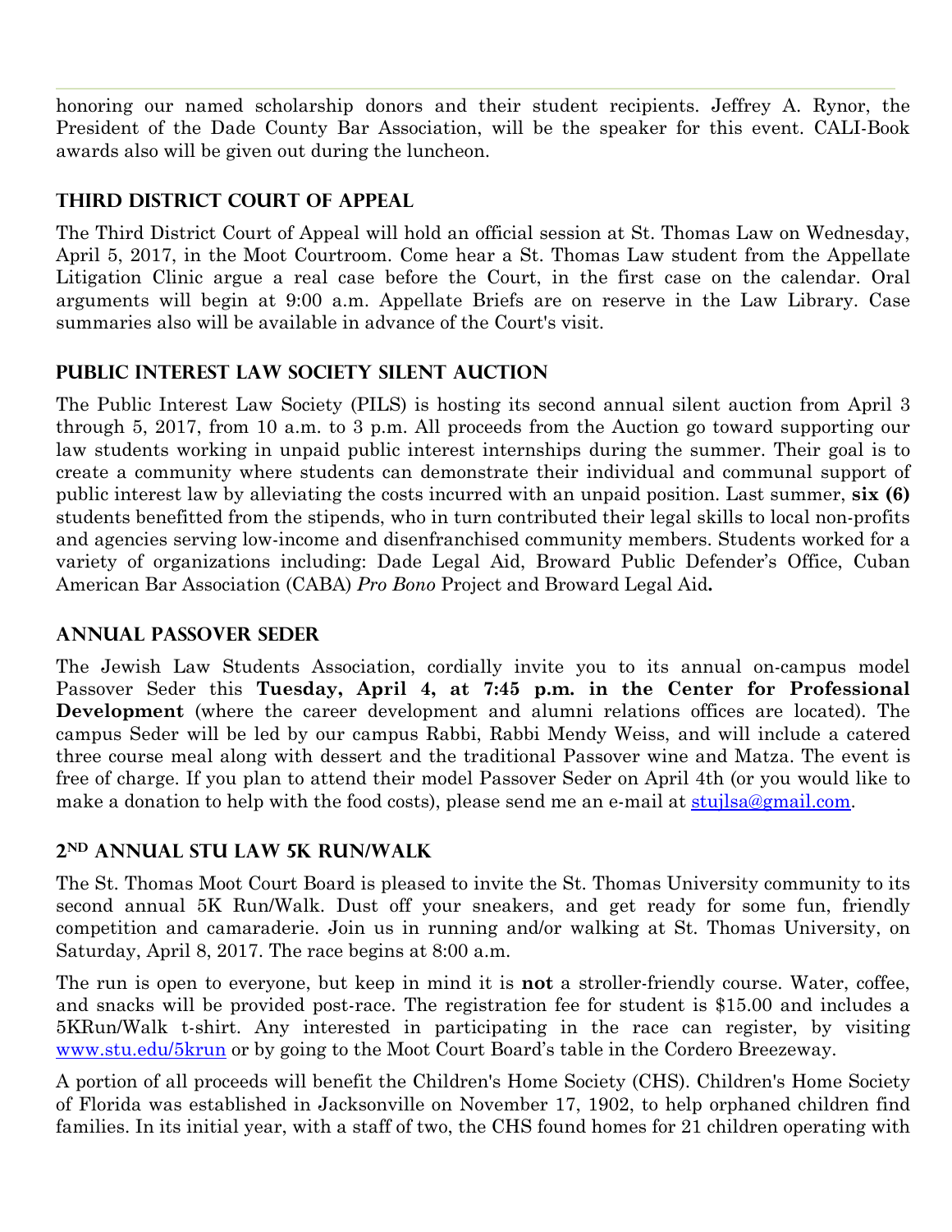honoring our named scholarship donors and their student recipients. Jeffrey A. Rynor, the President of the Dade County Bar Association, will be the speaker for this event. CALI-Book awards also will be given out during the luncheon.

## Third District Court of Appeal

The Third District Court of Appeal will hold an official session at St. Thomas Law on Wednesday, April 5, 2017, in the Moot Courtroom. Come hear a St. Thomas Law student from the Appellate Litigation Clinic argue a real case before the Court, in the first case on the calendar. Oral arguments will begin at 9:00 a.m. Appellate Briefs are on reserve in the Law Library. Case summaries also will be available in advance of the Court's visit.

## Public Interest Law Society Silent Auction

The Public Interest Law Society (PILS) is hosting its second annual silent auction from April 3 through 5, 2017, from 10 a.m. to 3 p.m. All proceeds from the Auction go toward supporting our law students working in unpaid public interest internships during the summer. Their goal is to create a community where students can demonstrate their individual and communal support of public interest law by alleviating the costs incurred with an unpaid position. Last summer, **six (6)** students benefitted from the stipends, who in turn contributed their legal skills to local non-profits and agencies serving low-income and disenfranchised community members. Students worked for a variety of organizations including: Dade Legal Aid, Broward Public Defender's Office, Cuban American Bar Association (CABA) *Pro Bono* Project and Broward Legal Aid**.**

## Annual Passover Seder

The Jewish Law Students Association, cordially invite you to its annual on-campus model Passover Seder this **Tuesday, April 4, at 7:45 p.m. in the Center for Professional Development** (where the career development and alumni relations offices are located). The campus Seder will be led by our campus Rabbi, Rabbi Mendy Weiss, and will include a catered three course meal along with dessert and the traditional Passover wine and Matza. The event is free of charge. If you plan to attend their model Passover Seder on April 4th (or you would like to make a donation to help with the food costs), please send me an e-mail at stujlsa@gmail.com.

## 2nd Annual STU Law 5K Run/Walk

The St. Thomas Moot Court Board is pleased to invite the St. Thomas University community to its second annual 5K Run/Walk. Dust off your sneakers, and get ready for some fun, friendly competition and camaraderie. Join us in running and/or walking at St. Thomas University, on Saturday, April 8, 2017. The race begins at 8:00 a.m.

The run is open to everyone, but keep in mind it is **not** a stroller-friendly course. Water, coffee, and snacks will be provided post-race. The registration fee for student is $15.00 and includes a 5KRun/Walk t-shirt. Any interested in participating in the race can register, by visiting www.stu.edu/5krun or by going to the Moot Court Board's table in the Cordero Breezeway.

A portion of all proceeds will benefit the Children's Home Society (CHS). Children's Home Society of Florida was established in Jacksonville on November 17, 1902, to help orphaned children find families. In its initial year, with a staff of two, the CHS found homes for 21 children operating with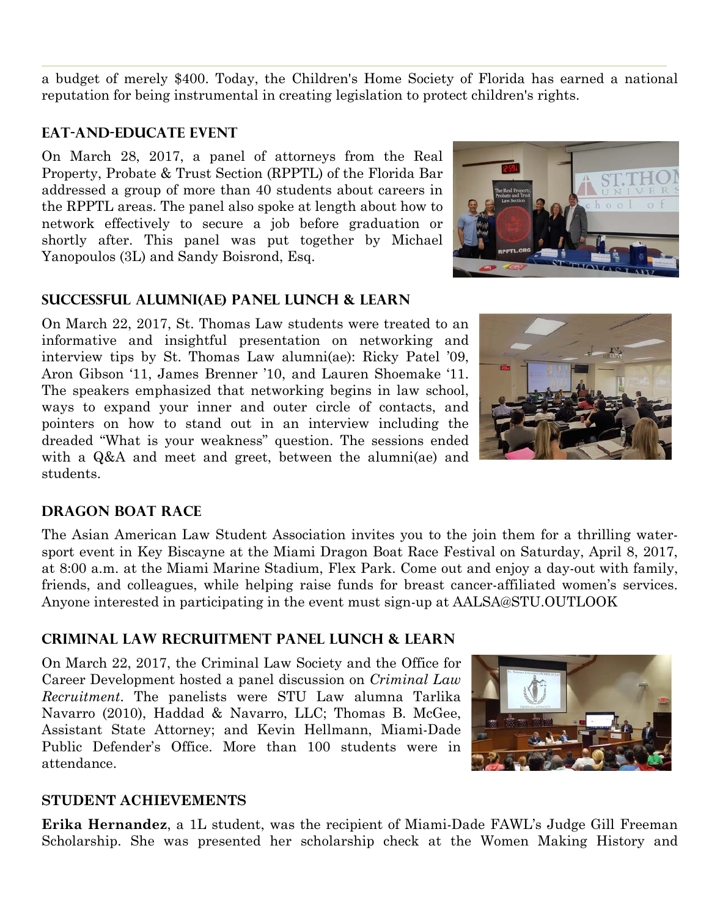a budget of merely $400. Today, the Children's Home Society of Florida has earned a national reputation for being instrumental in creating legislation to protect children's rights.

## EAT-AND-EDUCATE EVENT

On March 28, 2017, a panel of attorneys from the Real Property, Probate & Trust Section (RPPTL) of the Florida Bar addressed a group of more than 40 students about careers in the RPPTL areas. The panel also spoke at length about how to network effectively to secure a job before graduation or shortly after. This panel was put together by Michael Yanopoulos (3L) and Sandy Boisrond, Esq.

## SUCCESSFUL ALUMNI(AE) PANEL LUNCH & LEARN

On March 22, 2017, St. Thomas Law students were treated to an informative and insightful presentation on networking and interview tips by St. Thomas Law alumni(ae): Ricky Patel '09, Aron Gibson '11, James Brenner '10, and Lauren Shoemake '11. The speakers emphasized that networking begins in law school, ways to expand your inner and outer circle of contacts, and pointers on how to stand out in an interview including the dreaded "What is your weakness" question. The sessions ended with a Q&A and meet and greet, between the alumni(ae) and students.

## DRAGON BOAT RACE

The Asian American Law Student Association invites you to the join them for a thrilling water-sport event in Key Biscayne at the Miami Dragon Boat Race Festival on Saturday, April 8, 2017, at 8:00 a.m. at the Miami Marine Stadium, Flex Park. Come out and enjoy a day-out with family, friends, and colleagues, while helping raise funds for breast cancer-affiliated women's services. Anyone interested in participating in the event must sign-up at AALSA@STU.OUTLOOK

## CRIMINAL LAW RECRUITMENT PANEL LUNCH & LEARN

On March 22, 2017, the Criminal Law Society and the Office for Career Development hosted a panel discussion on *Criminal Law Recruitment*. The panelists were STU Law alumna Tarlika Navarro (2010), Haddad & Navarro, LLC; Thomas B. McGee, Assistant State Attorney; and Kevin Hellmann, Miami-Dade Public Defender's Office. More than 100 students were in attendance.

## STUDENT ACHIEVEMENTS

**Erika Hernandez**, a 1L student, was the recipient of Miami-Dade FAWL's Judge Gill Freeman Scholarship. She was presented her scholarship check at the Women Making History and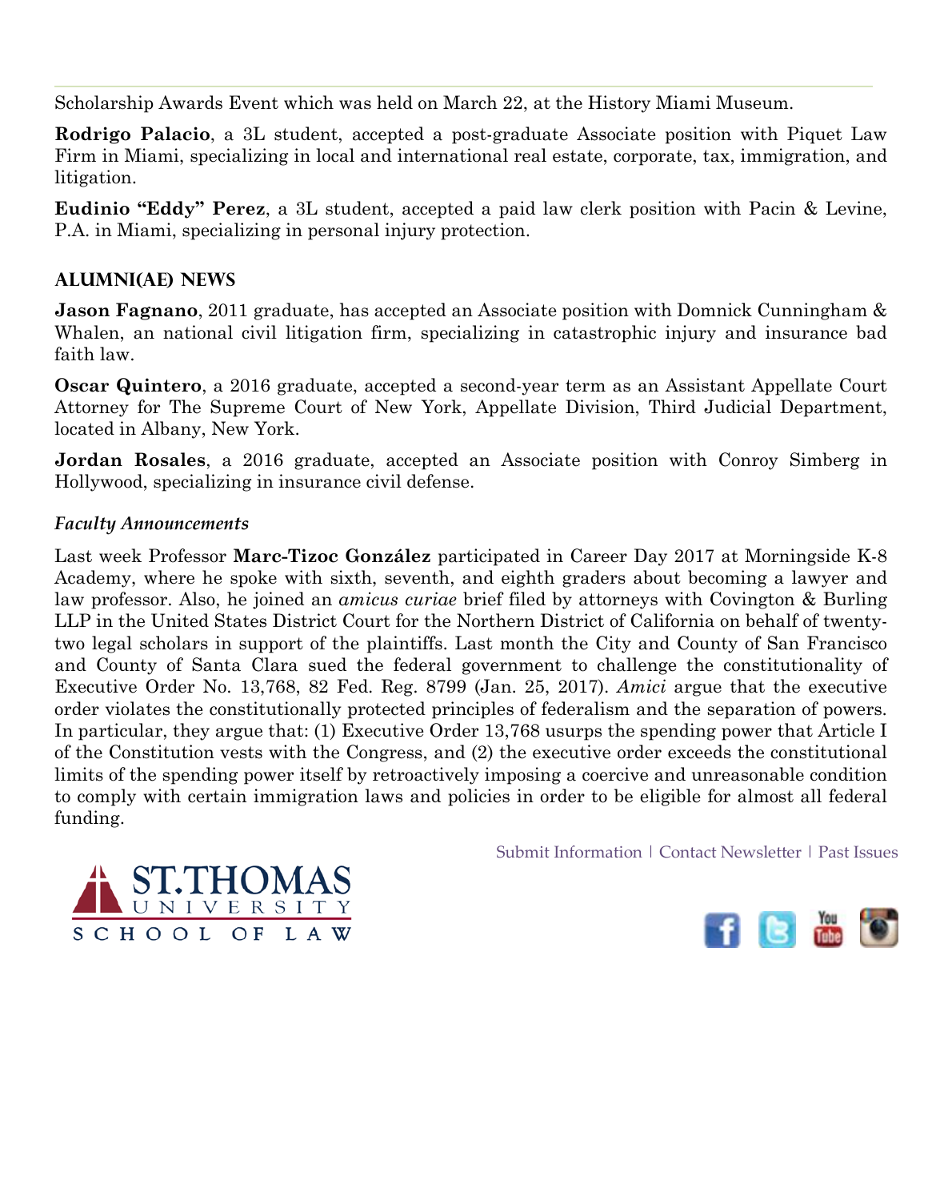Scholarship Awards Event which was held on March 22, at the History Miami Museum.

**Rodrigo Palacio**, a 3L student, accepted a post-graduate Associate position with Piquet Law Firm in Miami, specializing in local and international real estate, corporate, tax, immigration, and litigation.

**Eudinio "Eddy" Perez**, a 3L student, accepted a paid law clerk position with Pacin & Levine, P.A. in Miami, specializing in personal injury protection.

## ALUMNI(AE) NEWS

**Jason Fagnano**, 2011 graduate, has accepted an Associate position with Domnick Cunningham & Whalen, an national civil litigation firm, specializing in catastrophic injury and insurance bad faith law.

**Oscar Quintero**, a 2016 graduate, accepted a second-year term as an Assistant Appellate Court Attorney for The Supreme Court of New York, Appellate Division, Third Judicial Department, located in Albany, New York.

**Jordan Rosales**, a 2016 graduate, accepted an Associate position with Conroy Simberg in Hollywood, specializing in insurance civil defense.

### *Faculty Announcements*

Last week Professor **Marc-Tizoc González** participated in Career Day 2017 at Morningside K-8 Academy, where he spoke with sixth, seventh, and eighth graders about becoming a lawyer and law professor. Also, he joined an *amicus curiae* brief filed by attorneys with Covington & Burling LLP in the United States District Court for the Northern District of California on behalf of twenty-two legal scholars in support of the plaintiffs. Last month the City and County of San Francisco and County of Santa Clara sued the federal government to challenge the constitutionality of Executive Order No. 13,768, 82 Fed. Reg. 8799 (Jan. 25, 2017). *Amici* argue that the executive order violates the constitutionally protected principles of federalism and the separation of powers. In particular, they argue that: (1) Executive Order 13,768 usurps the spending power that Article I of the Constitution vests with the Congress, and (2) the executive order exceeds the constitutional limits of the spending power itself by retroactively imposing a coercive and unreasonable condition to comply with certain immigration laws and policies in order to be eligible for almost all federal funding.

Submit Information | Contact Newsletter | Past Issues

ST. THOMAS UNIVERSITY SCHOOL OF LAW